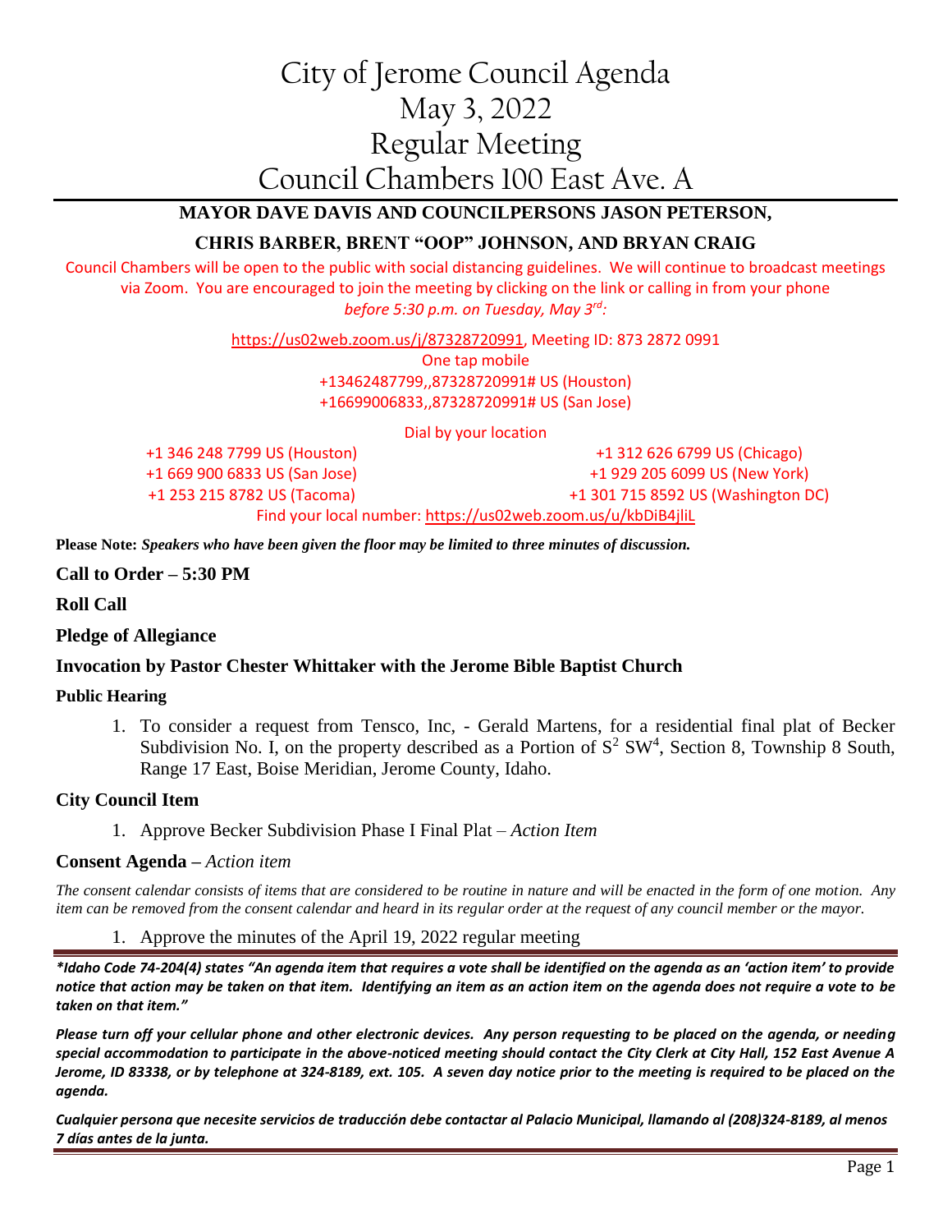# City of Jerome Council Agenda
# May 3, 2022
# Regular Meeting
# Council Chambers 100 East Ave. A

**MAYOR DAVE DAVIS AND COUNCILPERSONS JASON PETERSON,**

**CHRIS BARBER, BRENT "OOP" JOHNSON, AND BRYAN CRAIG**

Council Chambers will be open to the public with social distancing guidelines. We will continue to broadcast meetings via Zoom. You are encouraged to join the meeting by clicking on the link or calling in from your phone *before 5:30 p.m. on Tuesday, May 3rd:*

https://us02web.zoom.us/j/87328720991, Meeting ID: 873 2872 0991

One tap mobile

+13462487799,,87328720991# US (Houston)

+16699006833,,87328720991# US (San Jose)

Dial by your location

+1 346 248 7799 US (Houston)

+1 669 900 6833 US (San Jose)

+1 253 215 8782 US (Tacoma)

+1 312 626 6799 US (Chicago)

+1 929 205 6099 US (New York)

+1 301 715 8592 US (Washington DC)

Find your local number: https://us02web.zoom.us/u/kbDiB4jliL

**Please Note:** ***Speakers who have been given the floor may be limited to three minutes of discussion.***

**Call to Order – 5:30 PM**

**Roll Call**

**Pledge of Allegiance**

**Invocation by Pastor Chester Whittaker with the Jerome Bible Baptist Church**

**Public Hearing**

1. To consider a request from Tensco, Inc, - Gerald Martens, for a residential final plat of Becker Subdivision No. I, on the property described as a Portion of $S^2$ $SW^4$, Section 8, Township 8 South, Range 17 East, Boise Meridian, Jerome County, Idaho.

**City Council Item**

1. Approve Becker Subdivision Phase I Final Plat – *Action Item*

**Consent Agenda –** *Action item*

*The consent calendar consists of items that are considered to be routine in nature and will be enacted in the form of one motion. Any item can be removed from the consent calendar and heard in its regular order at the request of any council member or the mayor.*

1. Approve the minutes of the April 19, 2022 regular meeting

***\*Idaho Code 74-204(4) states "An agenda item that requires a vote shall be identified on the agenda as an 'action item' to provide notice that action may be taken on that item. Identifying an item as an action item on the agenda does not require a vote to be taken on that item."***

***Please turn off your cellular phone and other electronic devices. Any person requesting to be placed on the agenda, or needing special accommodation to participate in the above-noticed meeting should contact the City Clerk at City Hall, 152 East Avenue A Jerome, ID 83338, or by telephone at 324-8189, ext. 105. A seven day notice prior to the meeting is required to be placed on the agenda.***

***Cualquier persona que necesite servicios de traducción debe contactar al Palacio Municipal, llamando al (208)324-8189, al menos 7 días antes de la junta.***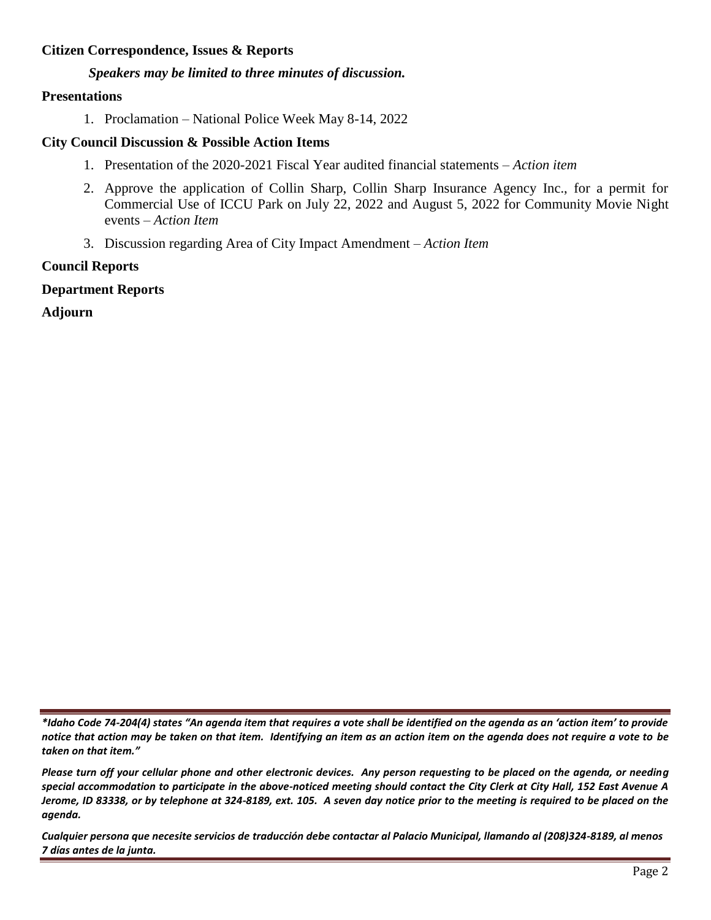**Citizen Correspondence, Issues & Reports**

***Speakers may be limited to three minutes of discussion.***

**Presentations**

1. Proclamation – National Police Week May 8-14, 2022

**City Council Discussion & Possible Action Items**

1. Presentation of the 2020-2021 Fiscal Year audited financial statements – *Action item*
2. Approve the application of Collin Sharp, Collin Sharp Insurance Agency Inc., for a permit for Commercial Use of ICCU Park on July 22, 2022 and August 5, 2022 for Community Movie Night events – *Action Item*
3. Discussion regarding Area of City Impact Amendment – *Action Item*

**Council Reports**

**Department Reports**

**Adjourn**

---

***Idaho Code 74-204(4) states "An agenda item that requires a vote shall be identified on the agenda as an 'action item' to provide notice that action may be taken on that item. Identifying an item as an action item on the agenda does not require a vote to be taken on that item."***

***Please turn off your cellular phone and other electronic devices. Any person requesting to be placed on the agenda, or needing special accommodation to participate in the above-noticed meeting should contact the City Clerk at City Hall, 152 East Avenue A Jerome, ID 83338, or by telephone at 324-8189, ext. 105. A seven day notice prior to the meeting is required to be placed on the agenda.***

***Cualquier persona que necesite servicios de traducción debe contactar al Palacio Municipal, llamando al (208)324-8189, al menos 7 días antes de la junta.***